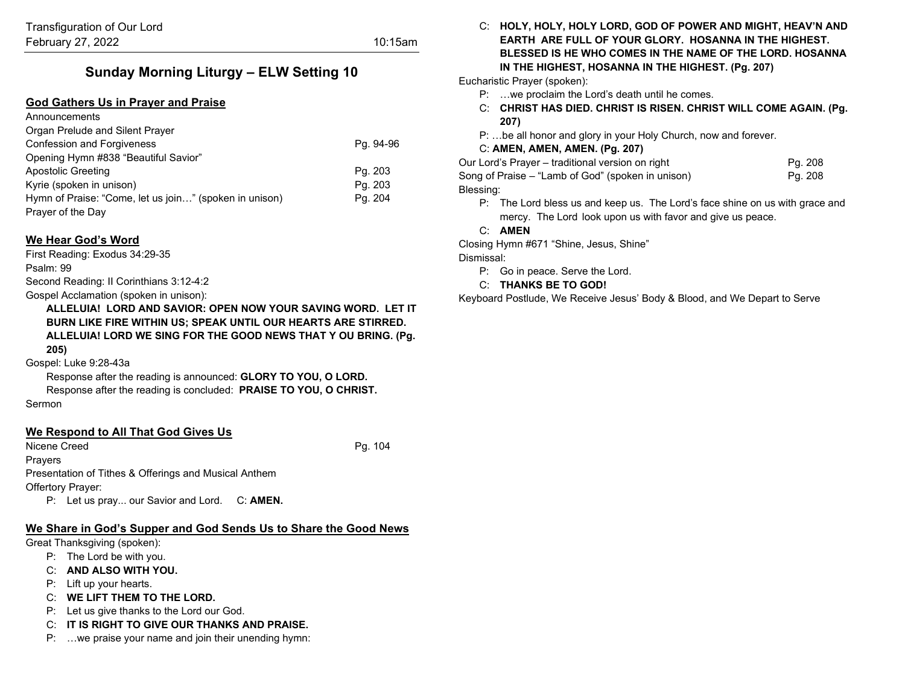Transfiguration of Our Lord
February 27, 2022 10:15am

# Sunday Morning Liturgy – ELW Setting 10

## God Gathers Us in Prayer and Praise

Announcements
Organ Prelude and Silent Prayer
Confession and Forgiveness Pg. 94-96
Opening Hymn #838 "Beautiful Savior"
Apostolic Greeting Pg. 203
Kyrie (spoken in unison) Pg. 203
Hymn of Praise: "Come, let us join…" (spoken in unison) Pg. 204
Prayer of the Day

## We Hear God's Word

First Reading: Exodus 34:29-35
Psalm: 99
Second Reading: II Corinthians 3:12-4:2
Gospel Acclamation (spoken in unison):

**ALLELUIA! LORD AND SAVIOR: OPEN NOW YOUR SAVING WORD. LET IT BURN LIKE FIRE WITHIN US; SPEAK UNTIL OUR HEARTS ARE STIRRED. ALLELUIA! LORD WE SING FOR THE GOOD NEWS THAT Y OU BRING. (Pg. 205)**

Gospel: Luke 9:28-43a

Response after the reading is announced: **GLORY TO YOU, O LORD.**
Response after the reading is concluded: **PRAISE TO YOU, O CHRIST.**

Sermon

## We Respond to All That God Gives Us

Nicene Creed Pg. 104
Prayers
Presentation of Tithes & Offerings and Musical Anthem
Offertory Prayer:

P: Let us pray... our Savior and Lord. C: **AMEN.**

## We Share in God's Supper and God Sends Us to Share the Good News

Great Thanksgiving (spoken):

P: The Lord be with you.
C: **AND ALSO WITH YOU.**
P: Lift up your hearts.
C: **WE LIFT THEM TO THE LORD.**
P: Let us give thanks to the Lord our God.
C: **IT IS RIGHT TO GIVE OUR THANKS AND PRAISE.**
P: …we praise your name and join their unending hymn:
C: **HOLY, HOLY, HOLY LORD, GOD OF POWER AND MIGHT, HEAV'N AND EARTH ARE FULL OF YOUR GLORY. HOSANNA IN THE HIGHEST. BLESSED IS HE WHO COMES IN THE NAME OF THE LORD. HOSANNA IN THE HIGHEST, HOSANNA IN THE HIGHEST. (Pg. 207)**

Eucharistic Prayer (spoken):

P: …we proclaim the Lord's death until he comes.
C: **CHRIST HAS DIED. CHRIST IS RISEN. CHRIST WILL COME AGAIN. (Pg. 207)**
P: …be all honor and glory in your Holy Church, now and forever.
C: **AMEN, AMEN, AMEN. (Pg. 207)**

Our Lord's Prayer – traditional version on right Pg. 208
Song of Praise – "Lamb of God" (spoken in unison) Pg. 208
Blessing:

P: The Lord bless us and keep us. The Lord's face shine on us with grace and mercy. The Lord look upon us with favor and give us peace.
C: **AMEN**

Closing Hymn #671 "Shine, Jesus, Shine"
Dismissal:

P: Go in peace. Serve the Lord.
C: **THANKS BE TO GOD!**

Keyboard Postlude, We Receive Jesus' Body & Blood, and We Depart to Serve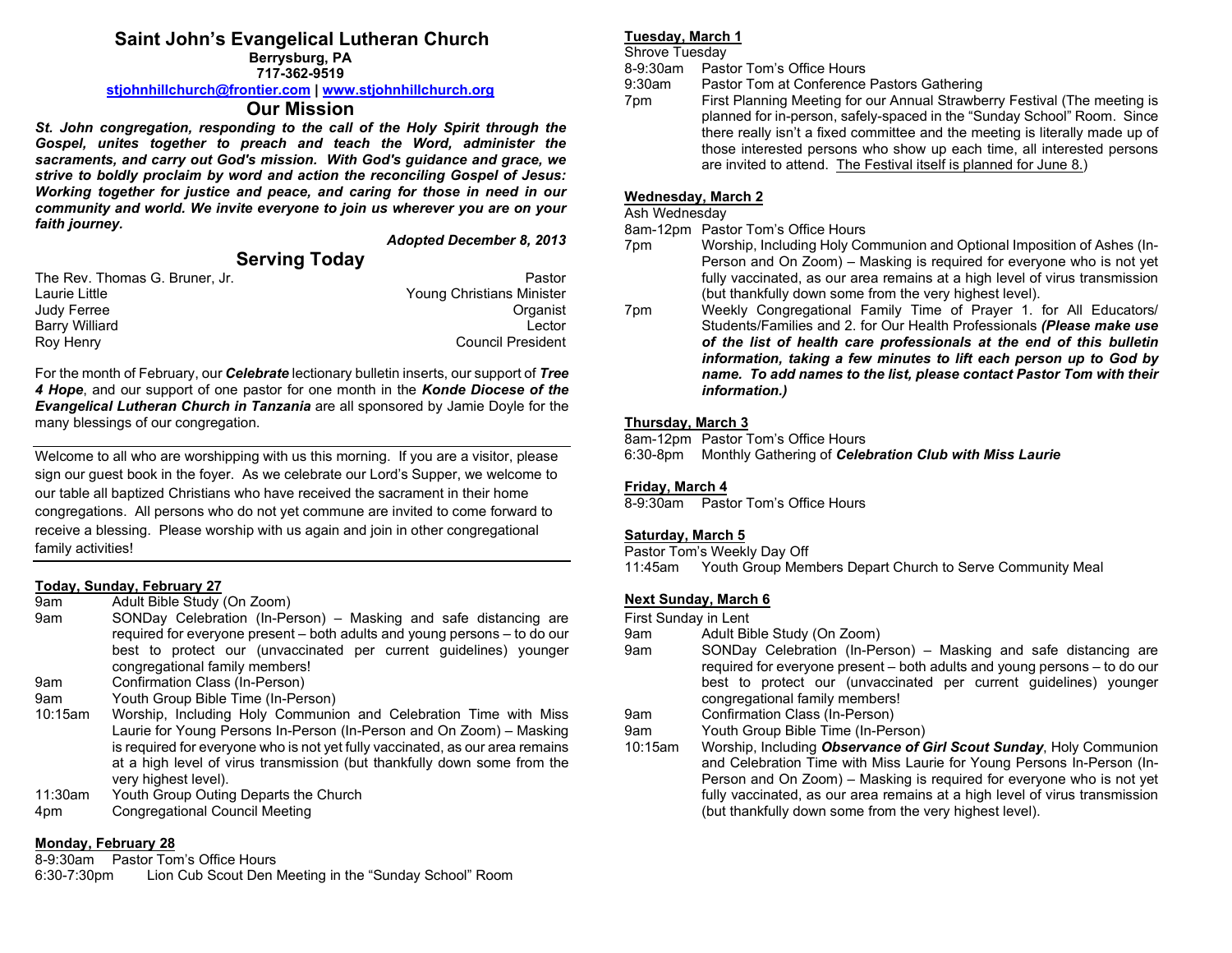# Saint John's Evangelical Lutheran Church

**Berrysburg, PA**
**717-362-9519**
**stjohnhillchurch@frontier.com | www.stjohnhillchurch.org**

## Our Mission

***St. John congregation, responding to the call of the Holy Spirit through the Gospel, unites together to preach and teach the Word, administer the sacraments, and carry out God's mission. With God's guidance and grace, we strive to boldly proclaim by word and action the reconciling Gospel of Jesus: Working together for justice and peace, and caring for those in need in our community and world. We invite everyone to join us wherever you are on your faith journey.***

***Adopted December 8, 2013***

## Serving Today

| | |
|---|---|
| The Rev. Thomas G. Bruner, Jr. | Pastor |
| Laurie Little | Young Christians Minister |
| Judy Ferree | Organist |
| Barry Williard | Lector |
| Roy Henry | Council President |

For the month of February, our ***Celebrate*** lectionary bulletin inserts, our support of ***Tree 4 Hope***, and our support of one pastor for one month in the ***Konde Diocese of the Evangelical Lutheran Church in Tanzania*** are all sponsored by Jamie Doyle for the many blessings of our congregation.

---

Welcome to all who are worshipping with us this morning. If you are a visitor, please sign our guest book in the foyer. As we celebrate our Lord's Supper, we welcome to our table all baptized Christians who have received the sacrament in their home congregations. All persons who do not yet commune are invited to come forward to receive a blessing. Please worship with us again and join in other congregational family activities!

---

**Today, Sunday, February 27**

- 9am — Adult Bible Study (On Zoom)
- 9am — SONDay Celebration (In-Person) – Masking and safe distancing are required for everyone present – both adults and young persons – to do our best to protect our (unvaccinated per current guidelines) younger congregational family members!
- 9am — Confirmation Class (In-Person)
- 9am — Youth Group Bible Time (In-Person)
- 10:15am — Worship, Including Holy Communion and Celebration Time with Miss Laurie for Young Persons In-Person (In-Person and On Zoom) – Masking is required for everyone who is not yet fully vaccinated, as our area remains at a high level of virus transmission (but thankfully down some from the very highest level).
- 11:30am — Youth Group Outing Departs the Church
- 4pm — Congregational Council Meeting

**Monday, February 28**

- 8-9:30am — Pastor Tom's Office Hours
- 6:30-7:30pm — Lion Cub Scout Den Meeting in the "Sunday School" Room

**Tuesday, March 1**

Shrove Tuesday

- 8-9:30am — Pastor Tom's Office Hours
- 9:30am — Pastor Tom at Conference Pastors Gathering
- 7pm — First Planning Meeting for our Annual Strawberry Festival (The meeting is planned for in-person, safely-spaced in the "Sunday School" Room. Since there really isn't a fixed committee and the meeting is literally made up of those interested persons who show up each time, all interested persons are invited to attend. The Festival itself is planned for June 8.)

**Wednesday, March 2**

Ash Wednesday

- 8am-12pm — Pastor Tom's Office Hours
- 7pm — Worship, Including Holy Communion and Optional Imposition of Ashes (In-Person and On Zoom) – Masking is required for everyone who is not yet fully vaccinated, as our area remains at a high level of virus transmission (but thankfully down some from the very highest level).
- 7pm — Weekly Congregational Family Time of Prayer 1. for All Educators/ Students/Families and 2. for Our Health Professionals ***(Please make use of the list of health care professionals at the end of this bulletin information, taking a few minutes to lift each person up to God by name. To add names to the list, please contact Pastor Tom with their information.)***

**Thursday, March 3**

- 8am-12pm — Pastor Tom's Office Hours
- 6:30-8pm — Monthly Gathering of ***Celebration Club with Miss Laurie***

**Friday, March 4**

- 8-9:30am — Pastor Tom's Office Hours

**Saturday, March 5**

Pastor Tom's Weekly Day Off

- 11:45am — Youth Group Members Depart Church to Serve Community Meal

**Next Sunday, March 6**

First Sunday in Lent

- 9am — Adult Bible Study (On Zoom)
- 9am — SONDay Celebration (In-Person) – Masking and safe distancing are required for everyone present – both adults and young persons – to do our best to protect our (unvaccinated per current guidelines) younger congregational family members!
- 9am — Confirmation Class (In-Person)
- 9am — Youth Group Bible Time (In-Person)
- 10:15am — Worship, Including ***Observance of Girl Scout Sunday***, Holy Communion and Celebration Time with Miss Laurie for Young Persons In-Person (In-Person and On Zoom) – Masking is required for everyone who is not yet fully vaccinated, as our area remains at a high level of virus transmission (but thankfully down some from the very highest level).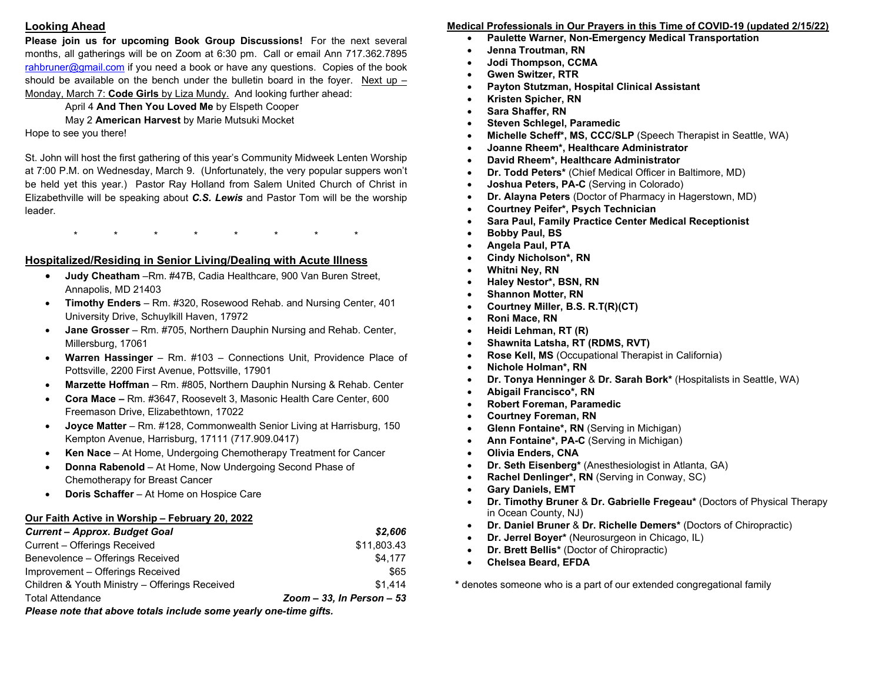## Looking Ahead

**Please join us for upcoming Book Group Discussions!** For the next several months, all gatherings will be on Zoom at 6:30 pm. Call or email Ann 717.362.7895 rahbruner@gmail.com if you need a book or have any questions. Copies of the book should be available on the bench under the bulletin board in the foyer. Next up – Monday, March 7: **Code Girls** by Liza Mundy. And looking further ahead:

April 4 **And Then You Loved Me** by Elspeth Cooper

May 2 **American Harvest** by Marie Mutsuki Mocket

Hope to see you there!

St. John will host the first gathering of this year's Community Midweek Lenten Worship at 7:00 P.M. on Wednesday, March 9. (Unfortunately, the very popular suppers won't be held yet this year.) Pastor Ray Holland from Salem United Church of Christ in Elizabethville will be speaking about ***C.S. Lewis*** and Pastor Tom will be the worship leader.

\* \* \* \* \* \* \* \*

## Hospitalized/Residing in Senior Living/Dealing with Acute Illness

- **Judy Cheatham** –Rm. #47B, Cadia Healthcare, 900 Van Buren Street, Annapolis, MD 21403
- **Timothy Enders** – Rm. #320, Rosewood Rehab. and Nursing Center, 401 University Drive, Schuylkill Haven, 17972
- **Jane Grosser** – Rm. #705, Northern Dauphin Nursing and Rehab. Center, Millersburg, 17061
- **Warren Hassinger** – Rm. #103 – Connections Unit, Providence Place of Pottsville, 2200 First Avenue, Pottsville, 17901
- **Marzette Hoffman** – Rm. #805, Northern Dauphin Nursing & Rehab. Center
- **Cora Mace –** Rm. #3647, Roosevelt 3, Masonic Health Care Center, 600 Freemason Drive, Elizabethtown, 17022
- **Joyce Matter** – Rm. #128, Commonwealth Senior Living at Harrisburg, 150 Kempton Avenue, Harrisburg, 17111 (717.909.0417)
- **Ken Nace** – At Home, Undergoing Chemotherapy Treatment for Cancer
- **Donna Rabenold** – At Home, Now Undergoing Second Phase of Chemotherapy for Breast Cancer
- **Doris Schaffer** – At Home on Hospice Care

## Our Faith Active in Worship – February 20, 2022

| | |
|---|---|
| ***Current – Approx. Budget Goal*** | ***$2,606*** |
| Current – Offerings Received | $11,803.43 |
| Benevolence – Offerings Received | $4,177 |
| Improvement – Offerings Received | $65 |
| Children & Youth Ministry – Offerings Received | $1,414 |
| Total Attendance | ***Zoom – 33, In Person – 53*** |

***Please note that above totals include some yearly one-time gifts.***

## Medical Professionals in Our Prayers in this Time of COVID-19 (updated 2/15/22)

- **Paulette Warner, Non-Emergency Medical Transportation**
- **Jenna Troutman, RN**
- **Jodi Thompson, CCMA**
- **Gwen Switzer, RTR**
- **Payton Stutzman, Hospital Clinical Assistant**
- **Kristen Spicher, RN**
- **Sara Shaffer, RN**
- **Steven Schlegel, Paramedic**
- **Michelle Scheff\*, MS, CCC/SLP** (Speech Therapist in Seattle, WA)
- **Joanne Rheem\*, Healthcare Administrator**
- **David Rheem\*, Healthcare Administrator**
- **Dr. Todd Peters\*** (Chief Medical Officer in Baltimore, MD)
- **Joshua Peters, PA-C** (Serving in Colorado)
- **Dr. Alayna Peters** (Doctor of Pharmacy in Hagerstown, MD)
- **Courtney Peifer\*, Psych Technician**
- **Sara Paul, Family Practice Center Medical Receptionist**
- **Bobby Paul, BS**
- **Angela Paul, PTA**
- **Cindy Nicholson\*, RN**
- **Whitni Ney, RN**
- **Haley Nestor\*, BSN, RN**
- **Shannon Motter, RN**
- **Courtney Miller, B.S. R.T(R)(CT)**
- **Roni Mace, RN**
- **Heidi Lehman, RT (R)**
- **Shawnita Latsha, RT (RDMS, RVT)**
- **Rose Kell, MS** (Occupational Therapist in California)
- **Nichole Holman\*, RN**
- **Dr. Tonya Henninger** & **Dr. Sarah Bork\*** (Hospitalists in Seattle, WA)
- **Abigail Francisco\*, RN**
- **Robert Foreman, Paramedic**
- **Courtney Foreman, RN**
- **Glenn Fontaine\*, RN** (Serving in Michigan)
- **Ann Fontaine\*, PA-C** (Serving in Michigan)
- **Olivia Enders, CNA**
- **Dr. Seth Eisenberg\*** (Anesthesiologist in Atlanta, GA)
- **Rachel Denlinger\*, RN** (Serving in Conway, SC)
- **Gary Daniels, EMT**
- **Dr. Timothy Bruner** & **Dr. Gabrielle Fregeau\*** (Doctors of Physical Therapy in Ocean County, NJ)
- **Dr. Daniel Bruner** & **Dr. Richelle Demers\*** (Doctors of Chiropractic)
- **Dr. Jerrel Boyer\*** (Neurosurgeon in Chicago, IL)
- **Dr. Brett Bellis\*** (Doctor of Chiropractic)
- **Chelsea Beard, EFDA**

**\*** denotes someone who is a part of our extended congregational family